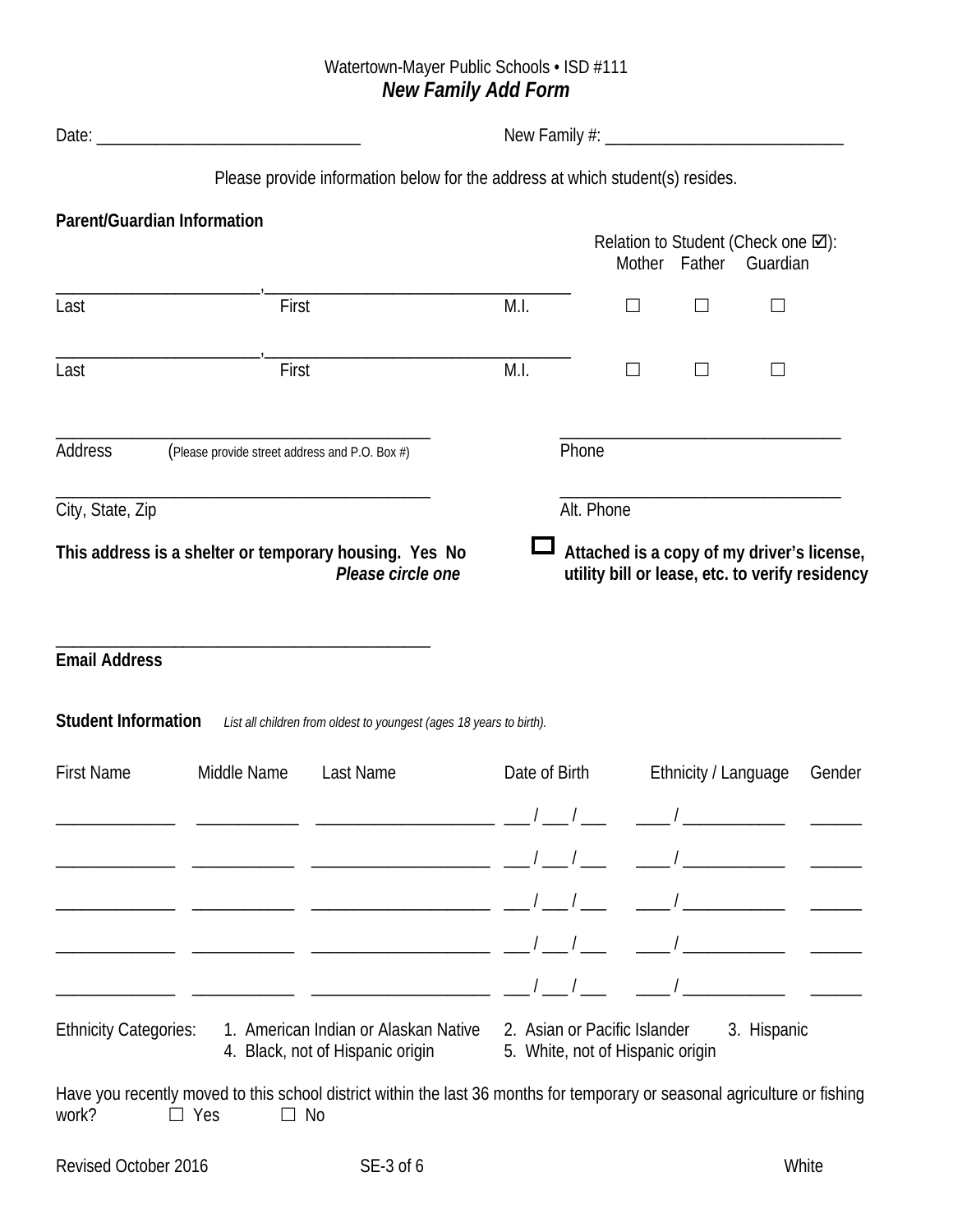Watertown-Mayer Public Schools • ISD #111

# *New Family Add Form*

Date: ______________________________ New Family #: ___________________________

Please provide information below for the address at which student(s) resides.

**Parent/Guardian Information**

Relation to Student (Check one ☑):

| | | | Mother | Father | Guardian |
|---|---|---|---|---|---|
| ______________________, | ______________________________ | | | | |
| Last | First | M.I. | ☐ | ☐ | ☐ |
| ______________________, | ______________________________ | | | | |
| Last | First | M.I. | ☐ | ☐ | ☐ |

___________________________________________ ________________________________
Address (Please provide street address and P.O. Box #) Phone

___________________________________________ ________________________________
City, State, Zip Alt. Phone

**This address is a shelter or temporary housing. Yes No**
***Please circle one***

☐ **Attached is a copy of my driver's license, utility bill or lease, etc. to verify residency**

___________________________________________
**Email Address**

**Student Information** *List all children from oldest to youngest (ages 18 years to birth).*

| First Name | Middle Name | Last Name | Date of Birth | Ethnicity / Language | Gender |
|---|---|---|---|---|---|
| ______________ | ____________ | ____________________ | ___ / ___ / ___ | ____ / ____________ | ______ |
| ______________ | ____________ | ____________________ | ___ / ___ / ___ | ____ / ____________ | ______ |
| ______________ | ____________ | ____________________ | ___ / ___ / ___ | ____ / ____________ | ______ |
| ______________ | ____________ | ____________________ | ___ / ___ / ___ | ____ / ____________ | ______ |
| ______________ | ____________ | ____________________ | ___ / ___ / ___ | ____ / ____________ | ______ |

Ethnicity Categories:
1. American Indian or Alaskan Native
2. Asian or Pacific Islander
3. Hispanic
4. Black, not of Hispanic origin
5. White, not of Hispanic origin

Have you recently moved to this school district within the last 36 months for temporary or seasonal agriculture or fishing work? ☐ Yes ☐ No

Revised October 2016 SE-3 of 6 White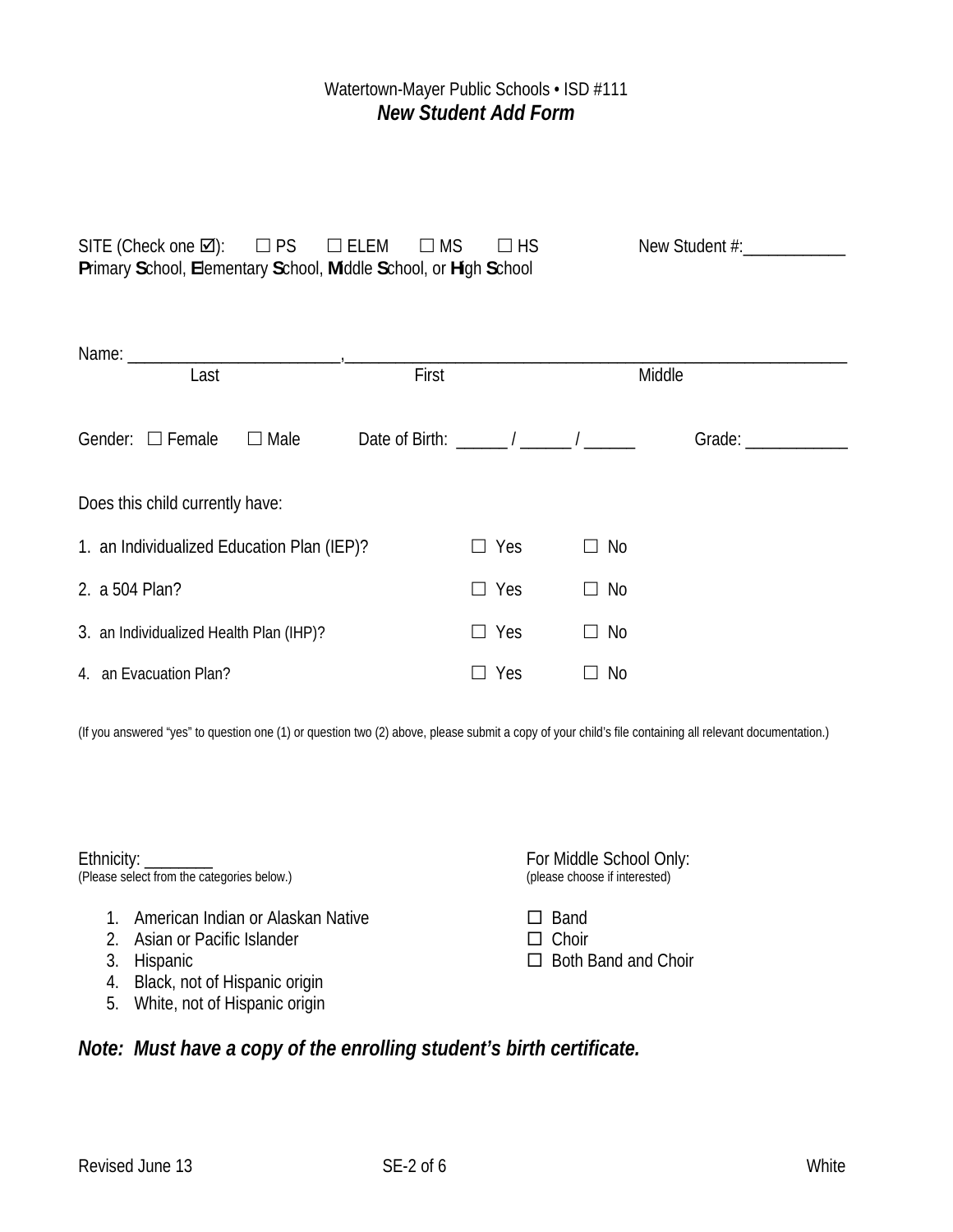Watertown-Mayer Public Schools • ISD #111

***New Student Add Form***

SITE (Check one ☑): ☐ PS ☐ ELEM ☐ MS ☐ HS New Student #:____________

**P**rimary **S**chool, **E**lementary **S**chool, **M**iddle **S**chool, or **H**igh **S**chool

Name: _________________________,___________________________________________________________

Last First Middle

Gender: ☐ Female ☐ Male Date of Birth: ______ / ______ / ______ Grade: ____________

Does this child currently have:

| | | |
|---|---|---|
| 1. an Individualized Education Plan (IEP)? | ☐ Yes | ☐ No |
| 2. a 504 Plan? | ☐ Yes | ☐ No |
| 3. an Individualized Health Plan (IHP)? | ☐ Yes | ☐ No |
| 4. an Evacuation Plan? | ☐ Yes | ☐ No |

(If you answered "yes" to question one (1) or question two (2) above, please submit a copy of your child's file containing all relevant documentation.)

Ethnicity: ________

(Please select from the categories below.)

1. American Indian or Alaskan Native
2. Asian or Pacific Islander
3. Hispanic
4. Black, not of Hispanic origin
5. White, not of Hispanic origin

For Middle School Only:

(please choose if interested)

☐ Band

☐ Choir

☐ Both Band and Choir

***Note: Must have a copy of the enrolling student's birth certificate.***

Revised June 13 SE-2 of 6 White